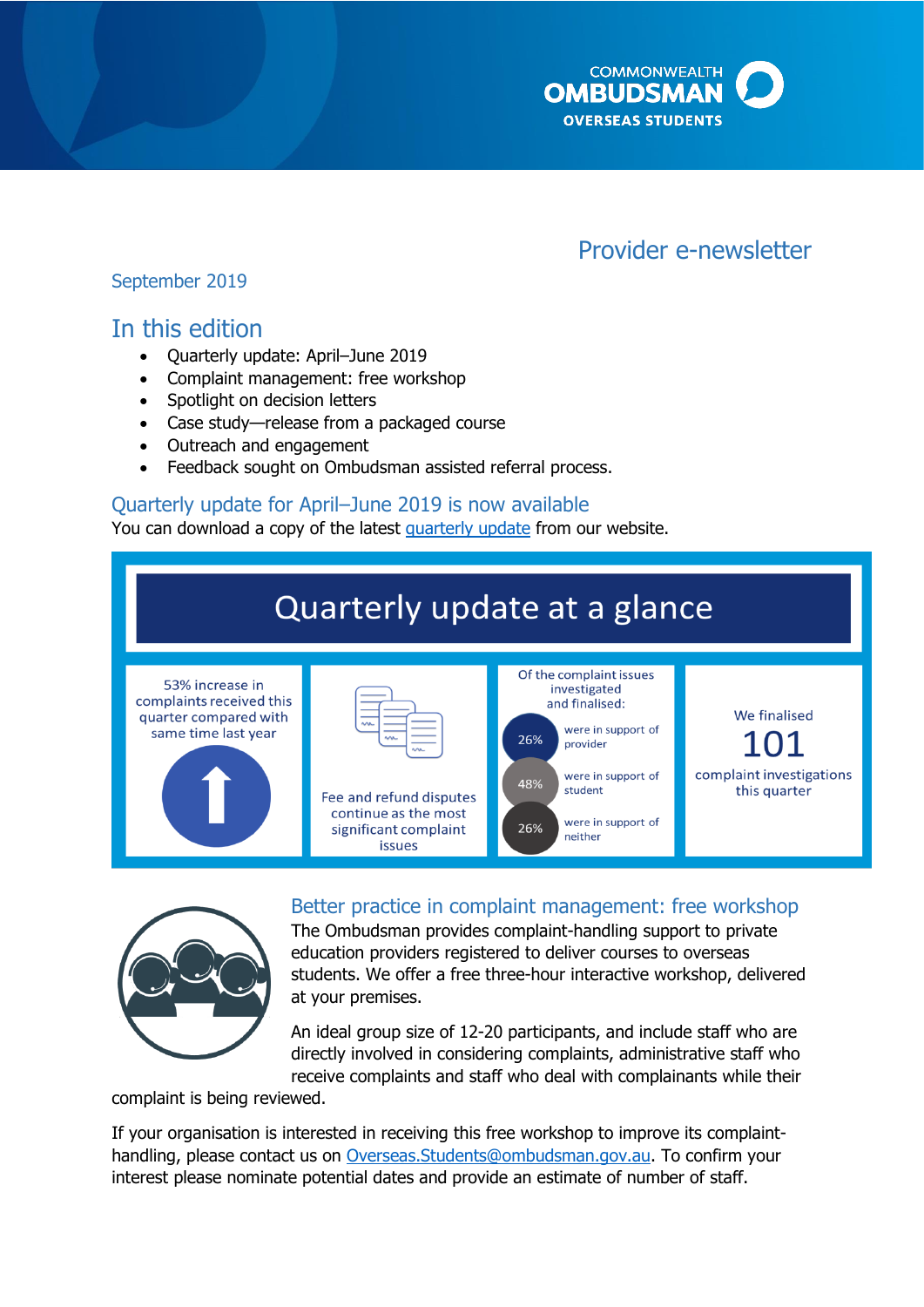COMMONWEALTH OMBUDSMAN OVERSEAS STUDENTS

# Provider e-newsletter

September 2019

## In this edition

- Quarterly update: April–June 2019
- Complaint management: free workshop
- Spotlight on decision letters
- Case study—release from a packaged course
- Outreach and engagement
- Feedback sought on Ombudsman assisted referral process.

## Quarterly update for April–June 2019 is now available

You can download a copy of the latest quarterly update from our website.

### Quarterly update at a glance

53% increase in complaints received this quarter compared with same time last year

Fee and refund disputes continue as the most significant complaint issues

Of the complaint issues investigated and finalised:

- 26% were in support of provider
- 48% were in support of student
- 26% were in support of neither

We finalised **101** complaint investigations this quarter

## Better practice in complaint management: free workshop

The Ombudsman provides complaint-handling support to private education providers registered to deliver courses to overseas students. We offer a free three-hour interactive workshop, delivered at your premises.

An ideal group size of 12-20 participants, and include staff who are directly involved in considering complaints, administrative staff who receive complaints and staff who deal with complainants while their complaint is being reviewed.

If your organisation is interested in receiving this free workshop to improve its complaint-handling, please contact us on Overseas.Students@ombudsman.gov.au. To confirm your interest please nominate potential dates and provide an estimate of number of staff.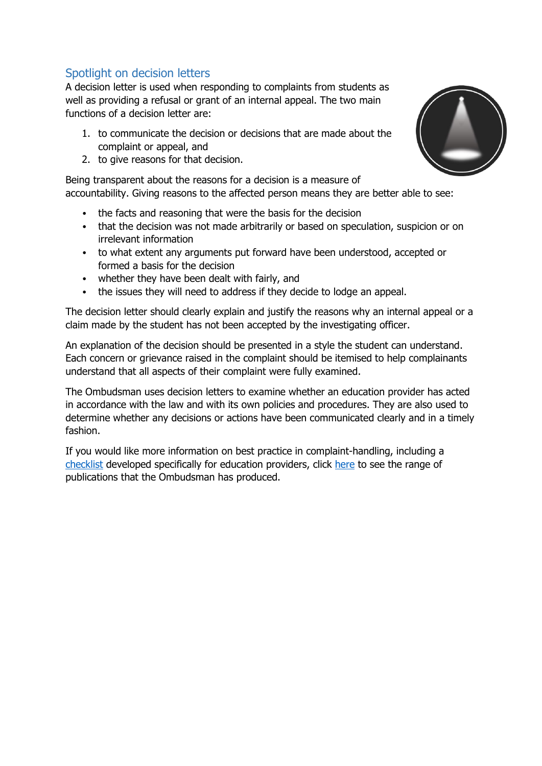## Spotlight on decision letters

A decision letter is used when responding to complaints from students as well as providing a refusal or grant of an internal appeal. The two main functions of a decision letter are:

1. to communicate the decision or decisions that are made about the complaint or appeal, and
2. to give reasons for that decision.

Being transparent about the reasons for a decision is a measure of accountability. Giving reasons to the affected person means they are better able to see:

- the facts and reasoning that were the basis for the decision
- that the decision was not made arbitrarily or based on speculation, suspicion or on irrelevant information
- to what extent any arguments put forward have been understood, accepted or formed a basis for the decision
- whether they have been dealt with fairly, and
- the issues they will need to address if they decide to lodge an appeal.

The decision letter should clearly explain and justify the reasons why an internal appeal or a claim made by the student has not been accepted by the investigating officer.

An explanation of the decision should be presented in a style the student can understand. Each concern or grievance raised in the complaint should be itemised to help complainants understand that all aspects of their complaint were fully examined.

The Ombudsman uses decision letters to examine whether an education provider has acted in accordance with the law and with its own policies and procedures. They are also used to determine whether any decisions or actions have been communicated clearly and in a timely fashion.

If you would like more information on best practice in complaint-handling, including a checklist developed specifically for education providers, click here to see the range of publications that the Ombudsman has produced.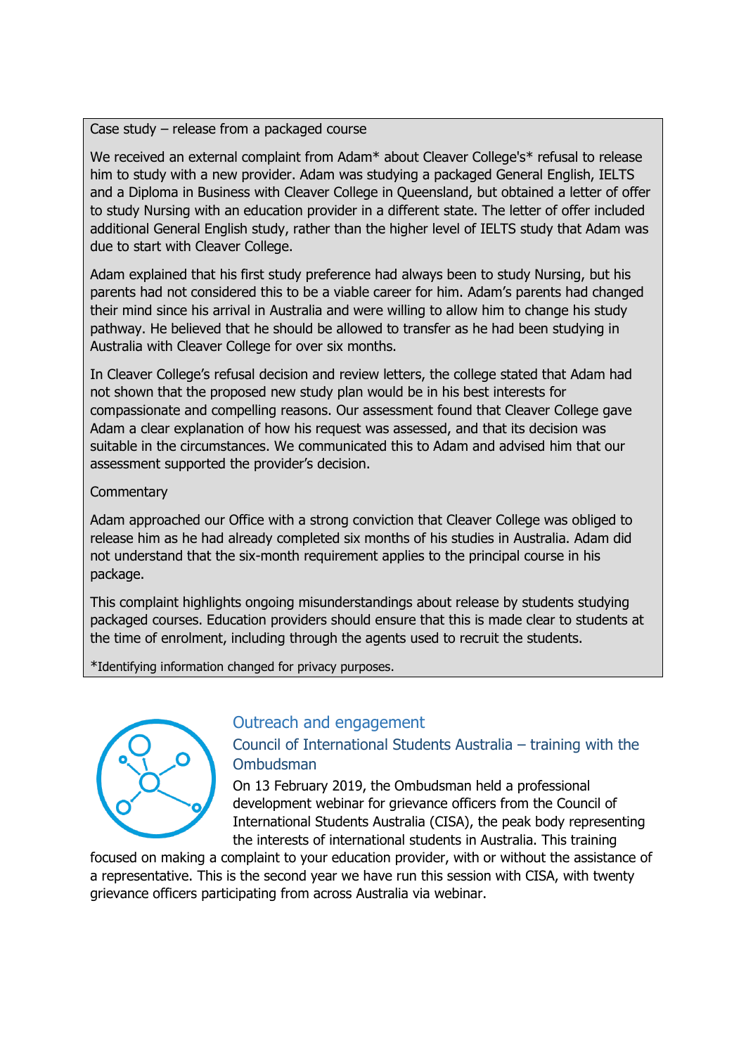Case study – release from a packaged course

We received an external complaint from Adam* about Cleaver College's* refusal to release him to study with a new provider. Adam was studying a packaged General English, IELTS and a Diploma in Business with Cleaver College in Queensland, but obtained a letter of offer to study Nursing with an education provider in a different state. The letter of offer included additional General English study, rather than the higher level of IELTS study that Adam was due to start with Cleaver College.

Adam explained that his first study preference had always been to study Nursing, but his parents had not considered this to be a viable career for him. Adam's parents had changed their mind since his arrival in Australia and were willing to allow him to change his study pathway. He believed that he should be allowed to transfer as he had been studying in Australia with Cleaver College for over six months.

In Cleaver College's refusal decision and review letters, the college stated that Adam had not shown that the proposed new study plan would be in his best interests for compassionate and compelling reasons. Our assessment found that Cleaver College gave Adam a clear explanation of how his request was assessed, and that its decision was suitable in the circumstances. We communicated this to Adam and advised him that our assessment supported the provider's decision.

Commentary

Adam approached our Office with a strong conviction that Cleaver College was obliged to release him as he had already completed six months of his studies in Australia. Adam did not understand that the six-month requirement applies to the principal course in his package.

This complaint highlights ongoing misunderstandings about release by students studying packaged courses. Education providers should ensure that this is made clear to students at the time of enrolment, including through the agents used to recruit the students.

*Identifying information changed for privacy purposes.

## Outreach and engagement

### Council of International Students Australia – training with the Ombudsman

On 13 February 2019, the Ombudsman held a professional development webinar for grievance officers from the Council of International Students Australia (CISA), the peak body representing the interests of international students in Australia. This training focused on making a complaint to your education provider, with or without the assistance of a representative. This is the second year we have run this session with CISA, with twenty grievance officers participating from across Australia via webinar.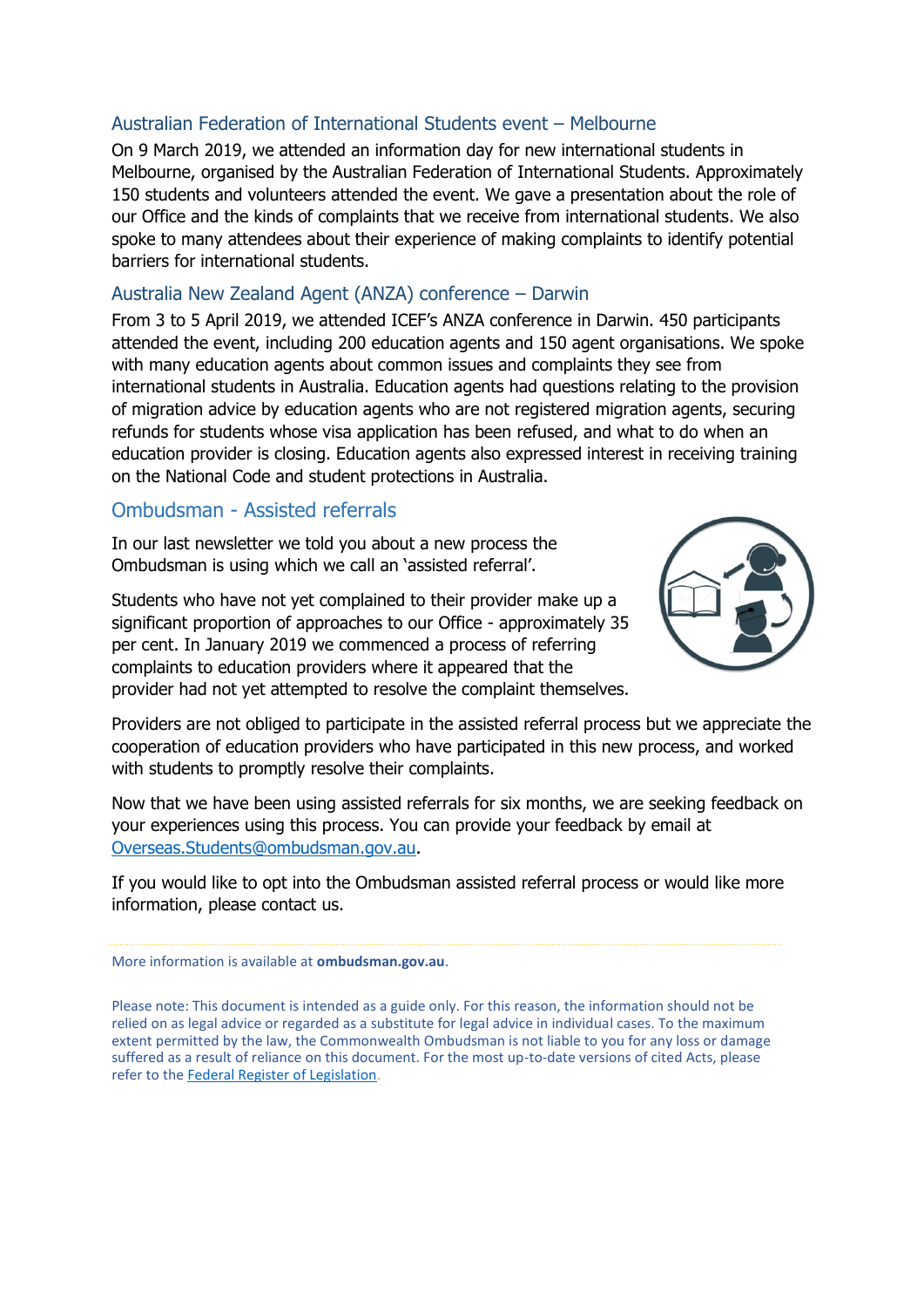## Australian Federation of International Students event – Melbourne

On 9 March 2019, we attended an information day for new international students in Melbourne, organised by the Australian Federation of International Students. Approximately 150 students and volunteers attended the event. We gave a presentation about the role of our Office and the kinds of complaints that we receive from international students. We also spoke to many attendees about their experience of making complaints to identify potential barriers for international students.

## Australia New Zealand Agent (ANZA) conference – Darwin

From 3 to 5 April 2019, we attended ICEF's ANZA conference in Darwin. 450 participants attended the event, including 200 education agents and 150 agent organisations. We spoke with many education agents about common issues and complaints they see from international students in Australia. Education agents had questions relating to the provision of migration advice by education agents who are not registered migration agents, securing refunds for students whose visa application has been refused, and what to do when an education provider is closing. Education agents also expressed interest in receiving training on the National Code and student protections in Australia.

## Ombudsman - Assisted referrals

In our last newsletter we told you about a new process the Ombudsman is using which we call an 'assisted referral'.

Students who have not yet complained to their provider make up a significant proportion of approaches to our Office - approximately 35 per cent. In January 2019 we commenced a process of referring complaints to education providers where it appeared that the provider had not yet attempted to resolve the complaint themselves.

Providers are not obliged to participate in the assisted referral process but we appreciate the cooperation of education providers who have participated in this new process, and worked with students to promptly resolve their complaints.

Now that we have been using assisted referrals for six months, we are seeking feedback on your experiences using this process. You can provide your feedback by email at [Overseas.Students@ombudsman.gov.au](mailto:Overseas.Students@ombudsman.gov.au).

If you would like to opt into the Ombudsman assisted referral process or would like more information, please contact us.

---

More information is available at **ombudsman.gov.au**.

Please note: This document is intended as a guide only. For this reason, the information should not be relied on as legal advice or regarded as a substitute for legal advice in individual cases. To the maximum extent permitted by the law, the Commonwealth Ombudsman is not liable to you for any loss or damage suffered as a result of reliance on this document. For the most up-to-date versions of cited Acts, please refer to the Federal Register of Legislation.